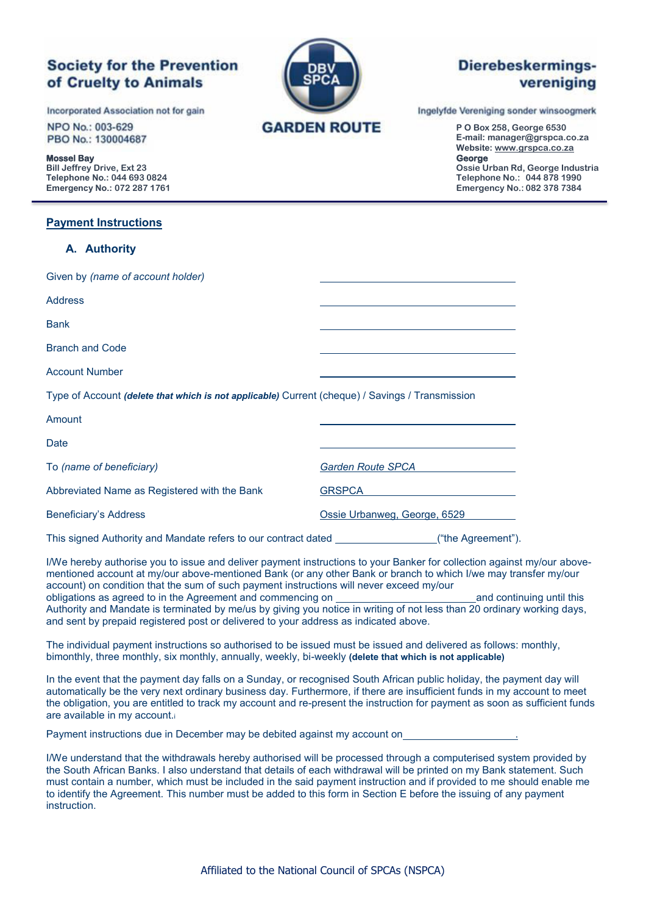**Society for the Prevention of Cruelty to Animals**

Incorporated Association not for gain

NPO No.: 003-629
PBO No.: 130004687

**Mossel Bay**
Bill Jeffrey Drive, Ext 23
Telephone No.: 044 693 0824
Emergency No.: 072 287 1761

DBV SPCA

**GARDEN ROUTE**

**Dierebeskermings-vereniging**

Ingelyfde Vereniging sonder winsoogmerk

P O Box 258, George 6530
E-mail: manager@grspca.co.za
Website: www.grspca.co.za
**George**
Ossie Urban Rd, George Industria
Telephone No.: 044 878 1990
Emergency No.: 082 378 7384

## Payment Instructions

### A. Authority

Given by *(name of account holder)* ______________________

Address ______________________

Bank ______________________

Branch and Code ______________________

Account Number ______________________

Type of Account ***(delete that which is not applicable)*** Current (cheque) / Savings / Transmission

Amount ______________________

Date ______________________

To *(name of beneficiary)* *Garden Route SPCA*

Abbreviated Name as Registered with the Bank GRSPCA

Beneficiary's Address Ossie Urbanweg, George, 6529

This signed Authority and Mandate refers to our contract dated ________________("the Agreement").

I/We hereby authorise you to issue and deliver payment instructions to your Banker for collection against my/our above-mentioned account at my/our above-mentioned Bank (or any other Bank or branch to which I/we may transfer my/our account) on condition that the sum of such payment instructions will never exceed my/our obligations as agreed to in the Agreement and commencing on ______________________and continuing until this Authority and Mandate is terminated by me/us by giving you notice in writing of not less than 20 ordinary working days, and sent by prepaid registered post or delivered to your address as indicated above.

The individual payment instructions so authorised to be issued must be issued and delivered as follows: monthly, bimonthly, three monthly, six monthly, annually, weekly, bi-weekly **(delete that which is not applicable)**

In the event that the payment day falls on a Sunday, or recognised South African public holiday, the payment day will automatically be the very next ordinary business day. Furthermore, if there are insufficient funds in my account to meet the obligation, you are entitled to track my account and re-present the instruction for payment as soon as sufficient funds are available in my account.

Payment instructions due in December may be debited against my account on____________________.

I/We understand that the withdrawals hereby authorised will be processed through a computerised system provided by the South African Banks. I also understand that details of each withdrawal will be printed on my Bank statement. Such must contain a number, which must be included in the said payment instruction and if provided to me should enable me to identify the Agreement. This number must be added to this form in Section E before the issuing of any payment instruction.

Affiliated to the National Council of SPCAs (NSPCA)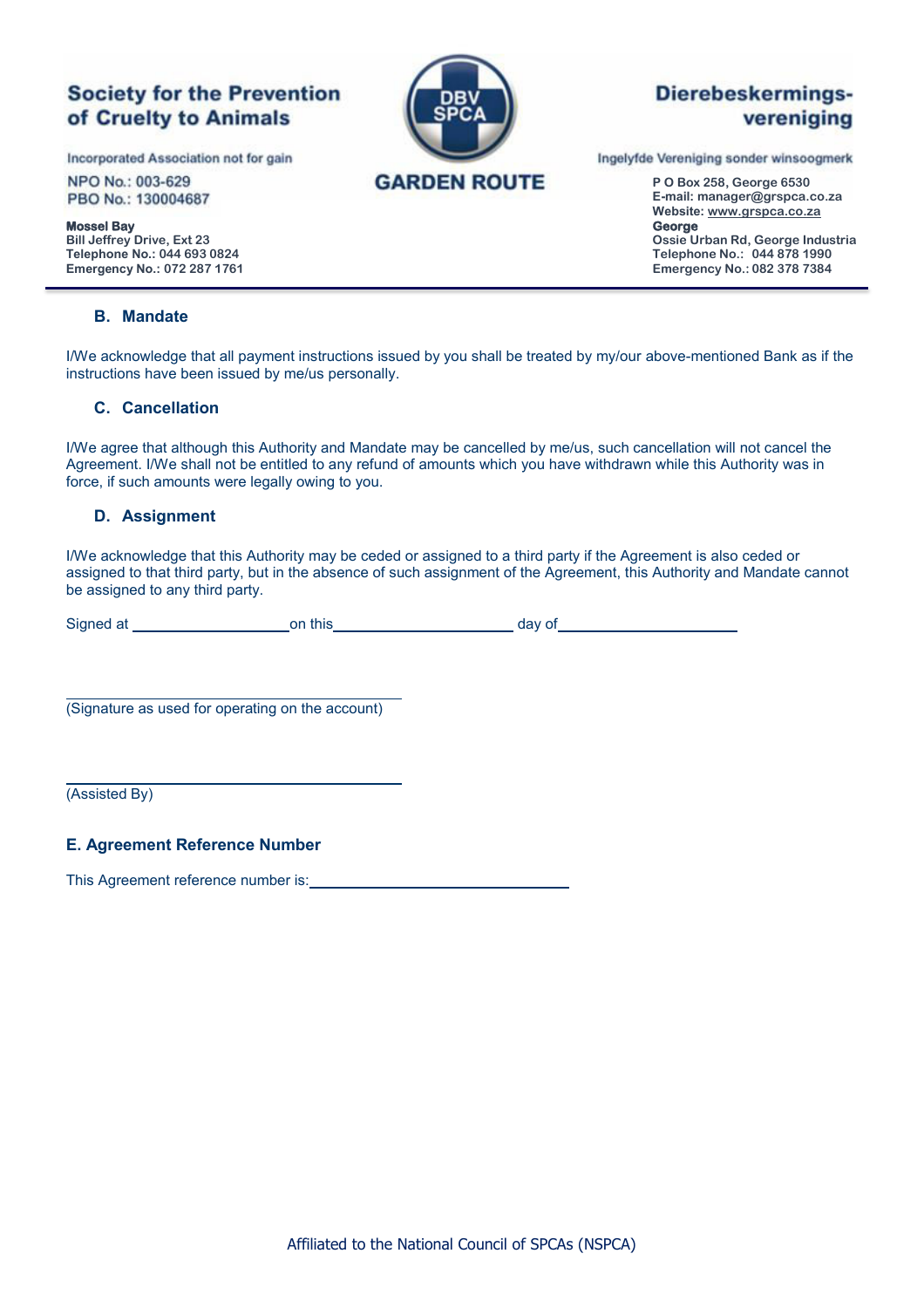**Society for the Prevention of Cruelty to Animals**

Incorporated Association not for gain

NPO No.: 003-629
PBO No.: 130004687

**Mossel Bay**
**Bill Jeffrey Drive, Ext 23**
**Telephone No.: 044 693 0824**
**Emergency No.: 072 287 1761**

DBV SPCA

**GARDEN ROUTE**

**Dierebeskermings-vereniging**

Ingelyfde Vereniging sonder winsoogmerk

**P O Box 258, George 6530**
**E-mail: manager@grspca.co.za**
**Website: www.grspca.co.za**
**George**
**Ossie Urban Rd, George Industria**
**Telephone No.: 044 878 1990**
**Emergency No.: 082 378 7384**

### B. Mandate

I/We acknowledge that all payment instructions issued by you shall be treated by my/our above-mentioned Bank as if the instructions have been issued by me/us personally.

### C. Cancellation

I/We agree that although this Authority and Mandate may be cancelled by me/us, such cancellation will not cancel the Agreement. I/We shall not be entitled to any refund of amounts which you have withdrawn while this Authority was in force, if such amounts were legally owing to you.

### D. Assignment

I/We acknowledge that this Authority may be ceded or assigned to a third party if the Agreement is also ceded or assigned to that third party, but in the absence of such assignment of the Agreement, this Authority and Mandate cannot be assigned to any third party.

Signed at ____________________ on this ______________________ day of ______________________

_________________________________________
(Signature as used for operating on the account)

_________________________________________
(Assisted By)

### E. Agreement Reference Number

This Agreement reference number is: ________________________________

Affiliated to the National Council of SPCAs (NSPCA)